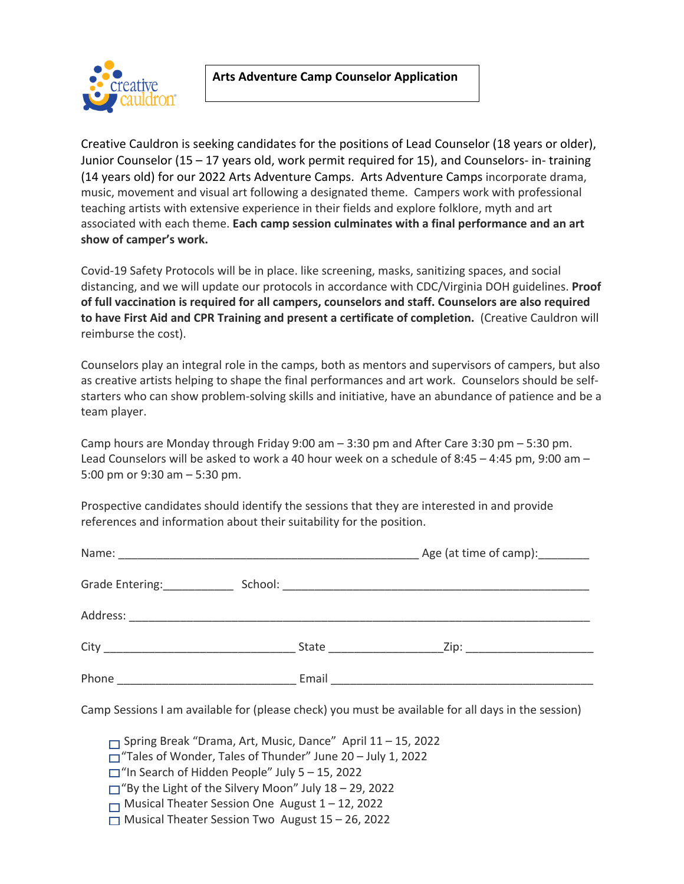# Arts Adventure Camp Counselor Application

Creative Cauldron is seeking candidates for the positions of Lead Counselor (18 years or older), Junior Counselor (15 – 17 years old, work permit required for 15), and Counselors- in- training (14 years old) for our 2022 Arts Adventure Camps. Arts Adventure Camps incorporate drama, music, movement and visual art following a designated theme. Campers work with professional teaching artists with extensive experience in their fields and explore folklore, myth and art associated with each theme. **Each camp session culminates with a final performance and an art show of camper's work.**

Covid-19 Safety Protocols will be in place. like screening, masks, sanitizing spaces, and social distancing, and we will update our protocols in accordance with CDC/Virginia DOH guidelines. **Proof of full vaccination is required for all campers, counselors and staff. Counselors are also required to have First Aid and CPR Training and present a certificate of completion.** (Creative Cauldron will reimburse the cost).

Counselors play an integral role in the camps, both as mentors and supervisors of campers, but also as creative artists helping to shape the final performances and art work. Counselors should be self-starters who can show problem-solving skills and initiative, have an abundance of patience and be a team player.

Camp hours are Monday through Friday 9:00 am – 3:30 pm and After Care 3:30 pm – 5:30 pm. Lead Counselors will be asked to work a 40 hour week on a schedule of 8:45 – 4:45 pm, 9:00 am – 5:00 pm or 9:30 am – 5:30 pm.

Prospective candidates should identify the sessions that they are interested in and provide references and information about their suitability for the position.

Name: ______________________________________________ Age (at time of camp):________

Grade Entering:___________ School: ______________________________________________

Address: ______________________________________________________________________

City ____________________________ State ________________Zip: ___________________

Phone ____________________________ Email _________________________________________

Camp Sessions I am available for (please check) you must be available for all days in the session)

- ☐ Spring Break "Drama, Art, Music, Dance" April 11 – 15, 2022
- ☐ "Tales of Wonder, Tales of Thunder" June 20 – July 1, 2022
- ☐ "In Search of Hidden People" July 5 – 15, 2022
- ☐ "By the Light of the Silvery Moon" July 18 – 29, 2022
- ☐ Musical Theater Session One August 1 – 12, 2022
- ☐ Musical Theater Session Two August 15 – 26, 2022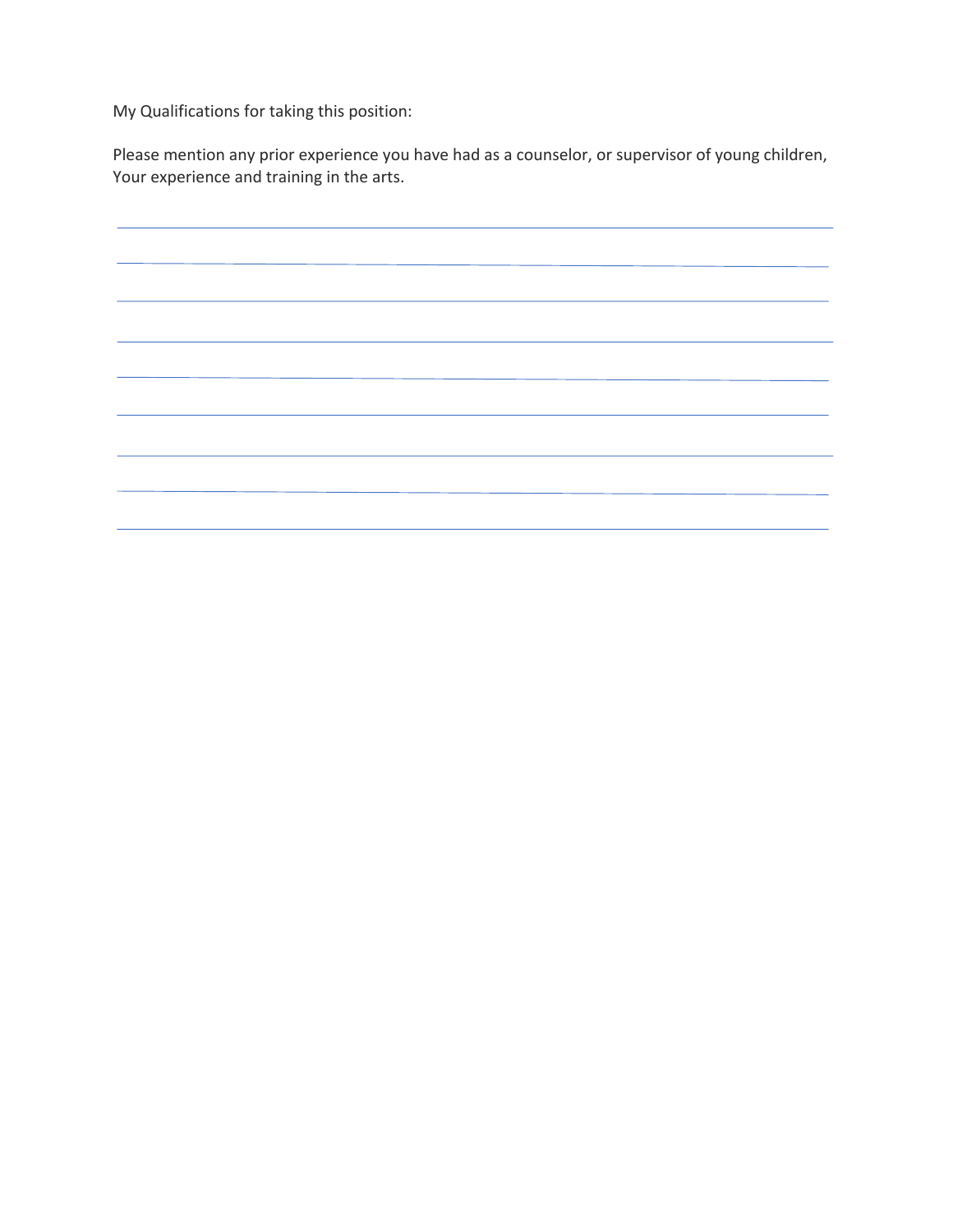My Qualifications for taking this position:

Please mention any prior experience you have had as a counselor, or supervisor of young children, Your experience and training in the arts.

\_\_\_\_\_\_\_\_\_\_\_\_\_\_\_\_\_\_\_\_\_\_\_\_\_\_\_\_\_\_\_\_\_\_\_\_\_\_\_\_\_\_\_\_\_\_\_\_\_\_\_\_\_\_\_\_\_\_\_\_\_\_\_\_\_\_\_\_\_\_\_\_

\_\_\_\_\_\_\_\_\_\_\_\_\_\_\_\_\_\_\_\_\_\_\_\_\_\_\_\_\_\_\_\_\_\_\_\_\_\_\_\_\_\_\_\_\_\_\_\_\_\_\_\_\_\_\_\_\_\_\_\_\_\_\_\_\_\_\_\_\_\_\_\_

\_\_\_\_\_\_\_\_\_\_\_\_\_\_\_\_\_\_\_\_\_\_\_\_\_\_\_\_\_\_\_\_\_\_\_\_\_\_\_\_\_\_\_\_\_\_\_\_\_\_\_\_\_\_\_\_\_\_\_\_\_\_\_\_\_\_\_\_\_\_\_\_

\_\_\_\_\_\_\_\_\_\_\_\_\_\_\_\_\_\_\_\_\_\_\_\_\_\_\_\_\_\_\_\_\_\_\_\_\_\_\_\_\_\_\_\_\_\_\_\_\_\_\_\_\_\_\_\_\_\_\_\_\_\_\_\_\_\_\_\_\_\_\_\_

\_\_\_\_\_\_\_\_\_\_\_\_\_\_\_\_\_\_\_\_\_\_\_\_\_\_\_\_\_\_\_\_\_\_\_\_\_\_\_\_\_\_\_\_\_\_\_\_\_\_\_\_\_\_\_\_\_\_\_\_\_\_\_\_\_\_\_\_\_\_\_\_

\_\_\_\_\_\_\_\_\_\_\_\_\_\_\_\_\_\_\_\_\_\_\_\_\_\_\_\_\_\_\_\_\_\_\_\_\_\_\_\_\_\_\_\_\_\_\_\_\_\_\_\_\_\_\_\_\_\_\_\_\_\_\_\_\_\_\_\_\_\_\_\_

\_\_\_\_\_\_\_\_\_\_\_\_\_\_\_\_\_\_\_\_\_\_\_\_\_\_\_\_\_\_\_\_\_\_\_\_\_\_\_\_\_\_\_\_\_\_\_\_\_\_\_\_\_\_\_\_\_\_\_\_\_\_\_\_\_\_\_\_\_\_\_\_

\_\_\_\_\_\_\_\_\_\_\_\_\_\_\_\_\_\_\_\_\_\_\_\_\_\_\_\_\_\_\_\_\_\_\_\_\_\_\_\_\_\_\_\_\_\_\_\_\_\_\_\_\_\_\_\_\_\_\_\_\_\_\_\_\_\_\_\_\_\_\_\_

\_\_\_\_\_\_\_\_\_\_\_\_\_\_\_\_\_\_\_\_\_\_\_\_\_\_\_\_\_\_\_\_\_\_\_\_\_\_\_\_\_\_\_\_\_\_\_\_\_\_\_\_\_\_\_\_\_\_\_\_\_\_\_\_\_\_\_\_\_\_\_\_